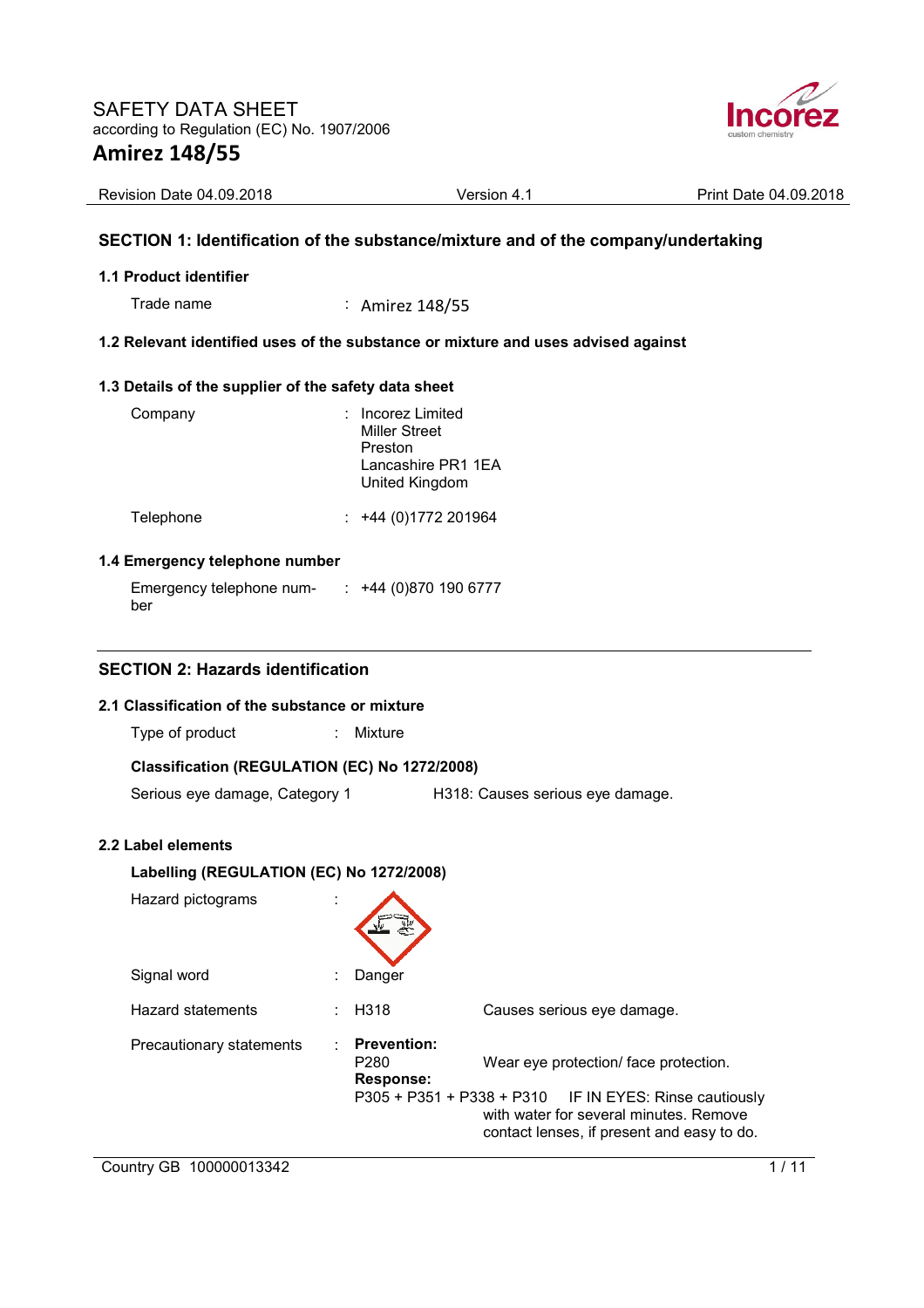# SAFETY DATA SHEET

according to Regulation (EC) No. 1907/2006

## Amirez 148/55

Revision Date 04.09.2018 | Version 4.1 | Print Date 04.09.2018

## SECTION 1: Identification of the substance/mixture and of the company/undertaking

### 1.1 Product identifier

Trade name : Amirez 148/55

### 1.2 Relevant identified uses of the substance or mixture and uses advised against

### 1.3 Details of the supplier of the safety data sheet

Company : Incorez Limited
Miller Street
Preston
Lancashire PR1 1EA
United Kingdom

Telephone : +44 (0)1772 201964

### 1.4 Emergency telephone number

Emergency telephone number : +44 (0)870 190 6777

## SECTION 2: Hazards identification

### 2.1 Classification of the substance or mixture

Type of product : Mixture

**Classification (REGULATION (EC) No 1272/2008)**

Serious eye damage, Category 1 — H318: Causes serious eye damage.

### 2.2 Label elements

**Labelling (REGULATION (EC) No 1272/2008)**

Hazard pictograms :

Signal word : Danger

Hazard statements : H318 — Causes serious eye damage.

Precautionary statements :

**Prevention:**

P280 — Wear eye protection/ face protection.

**Response:**

P305 + P351 + P338 + P310 — IF IN EYES: Rinse cautiously with water for several minutes. Remove contact lenses, if present and easy to do.

Country GB 100000013342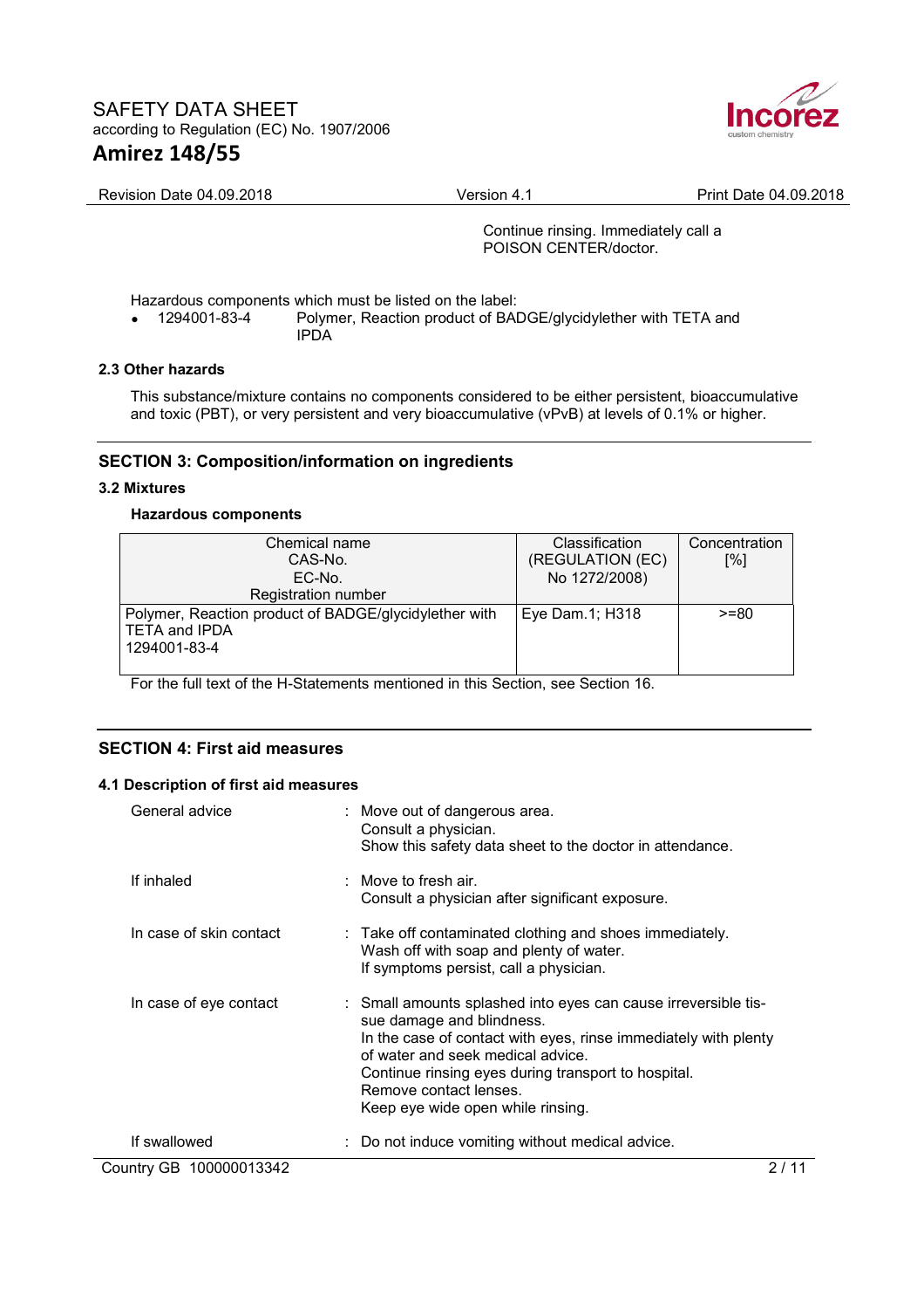Continue rinsing. Immediately call a POISON CENTER/doctor.

Hazardous components which must be listed on the label:

- 1294001-83-4 Polymer, Reaction product of BADGE/glycidylether with TETA and IPDA

### 2.3 Other hazards

This substance/mixture contains no components considered to be either persistent, bioaccumulative and toxic (PBT), or very persistent and very bioaccumulative (vPvB) at levels of 0.1% or higher.

## SECTION 3: Composition/information on ingredients

### 3.2 Mixtures

**Hazardous components**

| Chemical name<br>CAS-No.<br>EC-No.<br>Registration number | Classification<br>(REGULATION (EC)<br>No 1272/2008) | Concentration<br>[%] |
|---|---|---|
| Polymer, Reaction product of BADGE/glycidylether with TETA and IPDA<br>1294001-83-4 | Eye Dam.1; H318 | >=80 |

For the full text of the H-Statements mentioned in this Section, see Section 16.

## SECTION 4: First aid measures

### 4.1 Description of first aid measures

General advice : Move out of dangerous area.
Consult a physician.
Show this safety data sheet to the doctor in attendance.

If inhaled : Move to fresh air.
Consult a physician after significant exposure.

In case of skin contact : Take off contaminated clothing and shoes immediately.
Wash off with soap and plenty of water.
If symptoms persist, call a physician.

In case of eye contact : Small amounts splashed into eyes can cause irreversible tissue damage and blindness.
In the case of contact with eyes, rinse immediately with plenty of water and seek medical advice.
Continue rinsing eyes during transport to hospital.
Remove contact lenses.
Keep eye wide open while rinsing.

If swallowed : Do not induce vomiting without medical advice.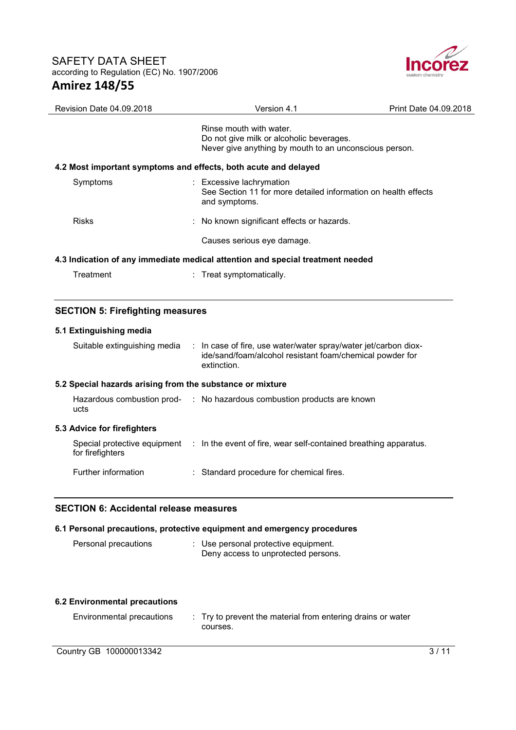Rinse mouth with water.
Do not give milk or alcoholic beverages.
Never give anything by mouth to an unconscious person.

**4.2 Most important symptoms and effects, both acute and delayed**

| | |
|---|---|
| Symptoms | : Excessive lachrymation<br>See Section 11 for more detailed information on health effects and symptoms. |
| Risks | : No known significant effects or hazards.<br><br>Causes serious eye damage. |

**4.3 Indication of any immediate medical attention and special treatment needed**

| | |
|---|---|
| Treatment | : Treat symptomatically. |

## SECTION 5: Firefighting measures

**5.1 Extinguishing media**

| | |
|---|---|
| Suitable extinguishing media | : In case of fire, use water/water spray/water jet/carbon dioxide/sand/foam/alcohol resistant foam/chemical powder for extinction. |

**5.2 Special hazards arising from the substance or mixture**

| | |
|---|---|
| Hazardous combustion products | : No hazardous combustion products are known |

**5.3 Advice for firefighters**

| | |
|---|---|
| Special protective equipment for firefighters | : In the event of fire, wear self-contained breathing apparatus. |
| Further information | : Standard procedure for chemical fires. |

## SECTION 6: Accidental release measures

**6.1 Personal precautions, protective equipment and emergency procedures**

| | |
|---|---|
| Personal precautions | : Use personal protective equipment.<br>Deny access to unprotected persons. |

**6.2 Environmental precautions**

| | |
|---|---|
| Environmental precautions | : Try to prevent the material from entering drains or water courses. |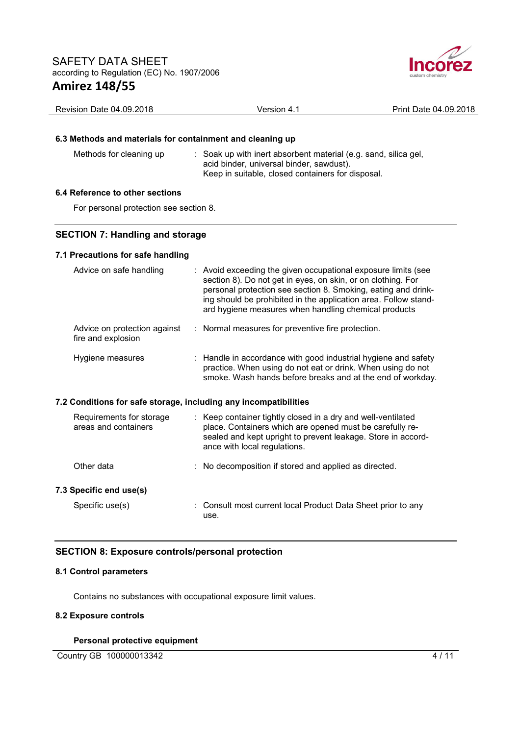### 6.3 Methods and materials for containment and cleaning up

| | |
|---|---|
| Methods for cleaning up | : Soak up with inert absorbent material (e.g. sand, silica gel, acid binder, universal binder, sawdust). Keep in suitable, closed containers for disposal. |

### 6.4 Reference to other sections

For personal protection see section 8.

## SECTION 7: Handling and storage

### 7.1 Precautions for safe handling

| | |
|---|---|
| Advice on safe handling | : Avoid exceeding the given occupational exposure limits (see section 8). Do not get in eyes, on skin, or on clothing. For personal protection see section 8. Smoking, eating and drinking should be prohibited in the application area. Follow standard hygiene measures when handling chemical products |
| Advice on protection against fire and explosion | : Normal measures for preventive fire protection. |
| Hygiene measures | : Handle in accordance with good industrial hygiene and safety practice. When using do not eat or drink. When using do not smoke. Wash hands before breaks and at the end of workday. |

### 7.2 Conditions for safe storage, including any incompatibilities

| | |
|---|---|
| Requirements for storage areas and containers | : Keep container tightly closed in a dry and well-ventilated place. Containers which are opened must be carefully resealed and kept upright to prevent leakage. Store in accordance with local regulations. |
| Other data | : No decomposition if stored and applied as directed. |

### 7.3 Specific end use(s)

| | |
|---|---|
| Specific use(s) | : Consult most current local Product Data Sheet prior to any use. |

## SECTION 8: Exposure controls/personal protection

### 8.1 Control parameters

Contains no substances with occupational exposure limit values.

### 8.2 Exposure controls

**Personal protective equipment**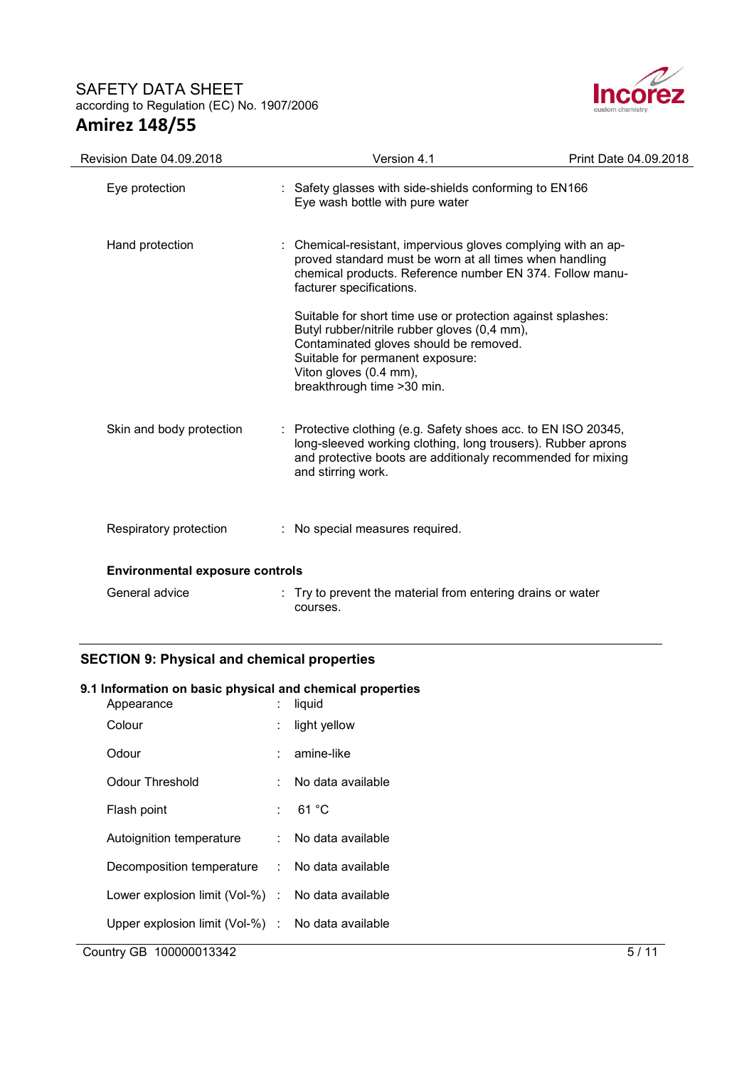| | | |
|---|---|---|
| Eye protection | : | Safety glasses with side-shields conforming to EN166<br>Eye wash bottle with pure water |
| Hand protection | : | Chemical-resistant, impervious gloves complying with an approved standard must be worn at all times when handling chemical products. Reference number EN 374. Follow manufacturer specifications.<br><br>Suitable for short time use or protection against splashes:<br>Butyl rubber/nitrile rubber gloves (0,4 mm),<br>Contaminated gloves should be removed.<br>Suitable for permanent exposure:<br>Viton gloves (0.4 mm),<br>breakthrough time >30 min. |
| Skin and body protection | : | Protective clothing (e.g. Safety shoes acc. to EN ISO 20345, long-sleeved working clothing, long trousers). Rubber aprons and protective boots are additionaly recommended for mixing and stirring work. |
| Respiratory protection | : | No special measures required. |

**Environmental exposure controls**

| | | |
|---|---|---|
| General advice | : | Try to prevent the material from entering drains or water courses. |

## SECTION 9: Physical and chemical properties

### 9.1 Information on basic physical and chemical properties

| | | |
|---|---|---|
| Appearance | : | liquid |
| Colour | : | light yellow |
| Odour | : | amine-like |
| Odour Threshold | : | No data available |
| Flash point | : | 61 °C |
| Autoignition temperature | : | No data available |
| Decomposition temperature | : | No data available |
| Lower explosion limit (Vol-%) | : | No data available |
| Upper explosion limit (Vol-%) | : | No data available |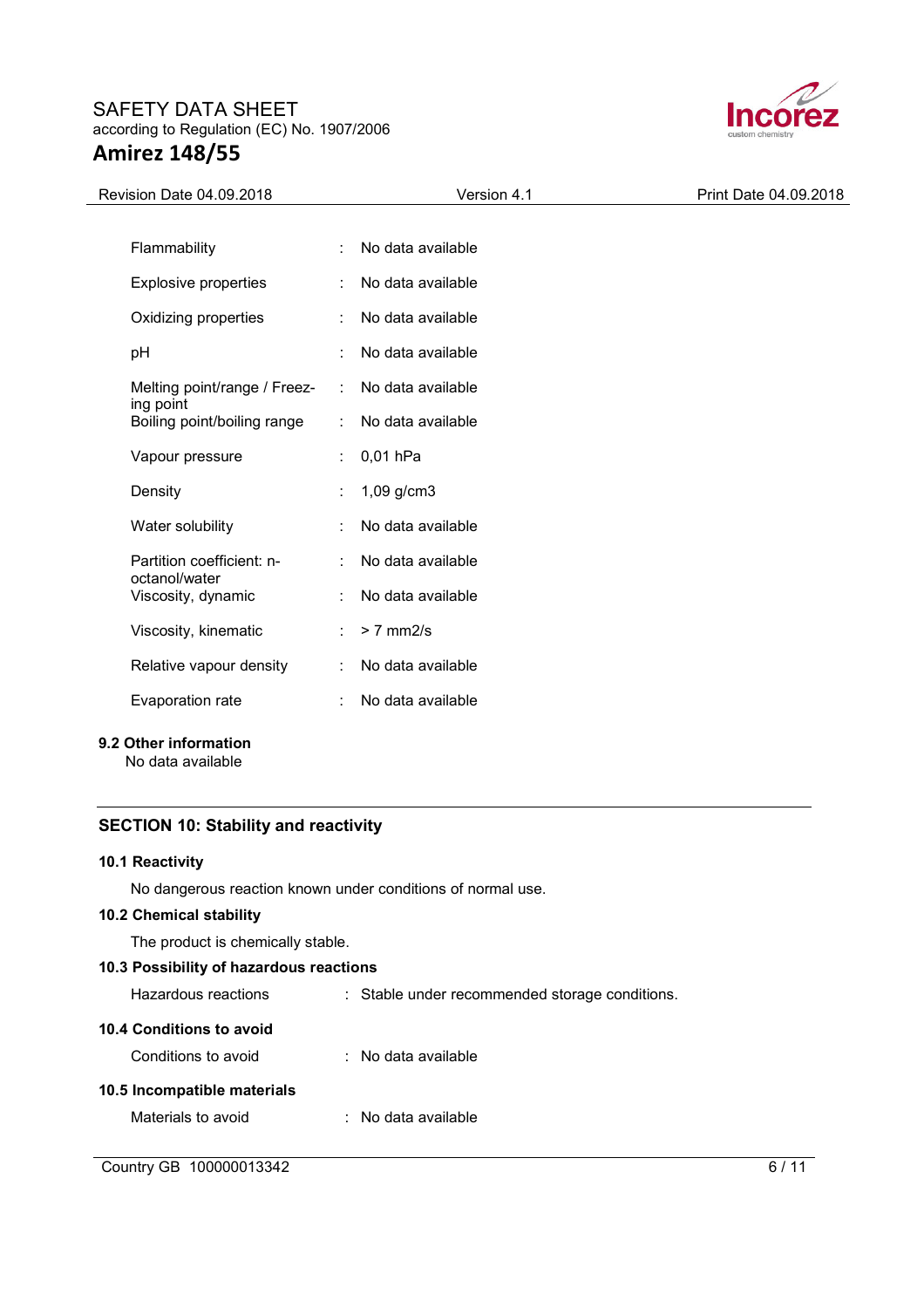| Property | | Value |
|---|---|---|
| Flammability | : | No data available |
| Explosive properties | : | No data available |
| Oxidizing properties | : | No data available |
| pH | : | No data available |
| Melting point/range / Freezing point | : | No data available |
| Boiling point/boiling range | : | No data available |
| Vapour pressure | : | 0,01 hPa |
| Density | : | 1,09 g/cm3 |
| Water solubility | : | No data available |
| Partition coefficient: n-octanol/water | : | No data available |
| Viscosity, dynamic | : | No data available |
| Viscosity, kinematic | : | > 7 mm2/s |
| Relative vapour density | : | No data available |
| Evaporation rate | : | No data available |

**9.2 Other information**

No data available

## SECTION 10: Stability and reactivity

**10.1 Reactivity**

No dangerous reaction known under conditions of normal use.

**10.2 Chemical stability**

The product is chemically stable.

**10.3 Possibility of hazardous reactions**

Hazardous reactions : Stable under recommended storage conditions.

**10.4 Conditions to avoid**

Conditions to avoid : No data available

**10.5 Incompatible materials**

Materials to avoid : No data available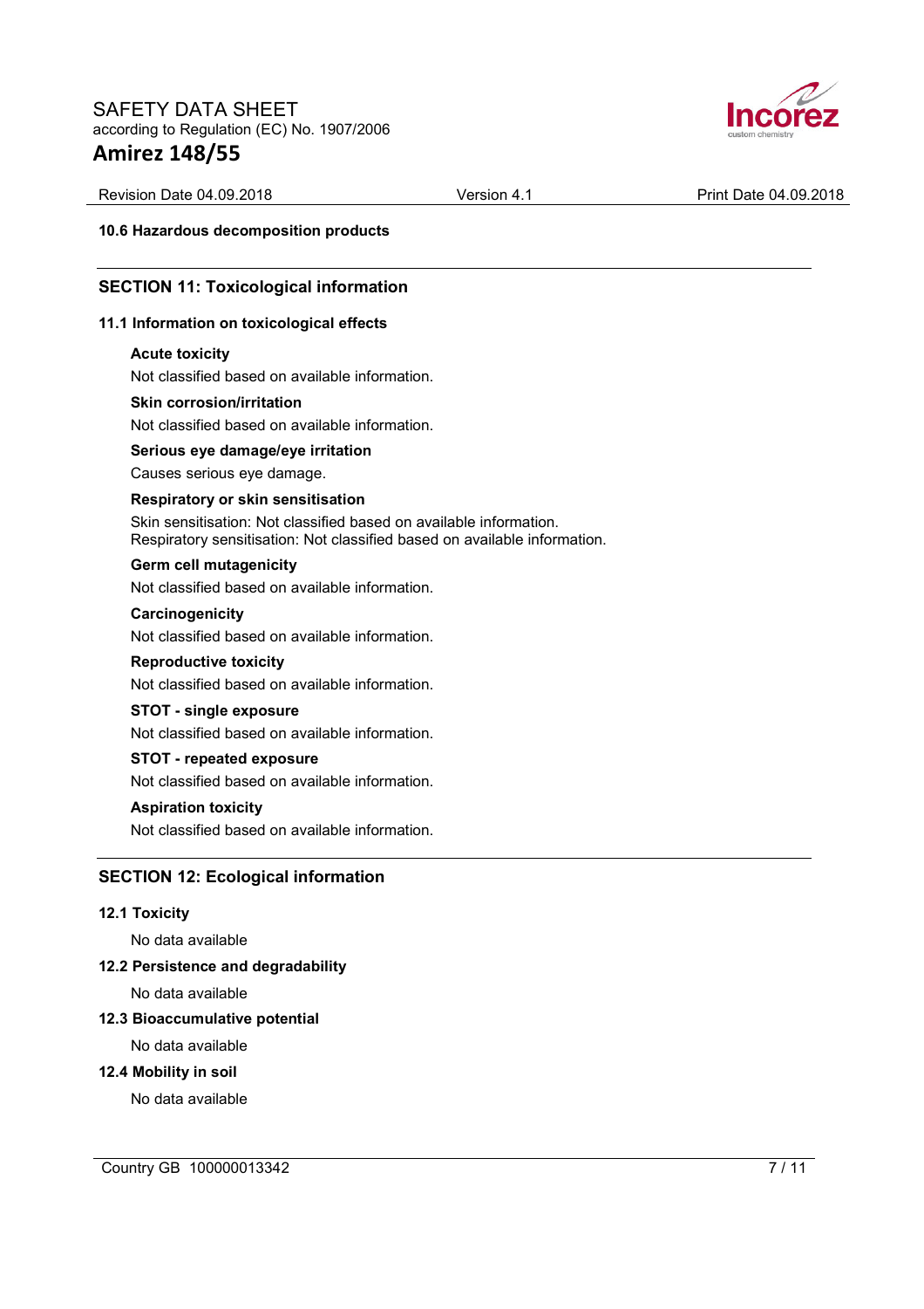**10.6 Hazardous decomposition products**

## SECTION 11: Toxicological information

### 11.1 Information on toxicological effects

**Acute toxicity**

Not classified based on available information.

**Skin corrosion/irritation**

Not classified based on available information.

**Serious eye damage/eye irritation**

Causes serious eye damage.

**Respiratory or skin sensitisation**

Skin sensitisation: Not classified based on available information.
Respiratory sensitisation: Not classified based on available information.

**Germ cell mutagenicity**

Not classified based on available information.

**Carcinogenicity**

Not classified based on available information.

**Reproductive toxicity**

Not classified based on available information.

**STOT - single exposure**

Not classified based on available information.

**STOT - repeated exposure**

Not classified based on available information.

**Aspiration toxicity**

Not classified based on available information.

## SECTION 12: Ecological information

### 12.1 Toxicity

No data available

### 12.2 Persistence and degradability

No data available

### 12.3 Bioaccumulative potential

No data available

### 12.4 Mobility in soil

No data available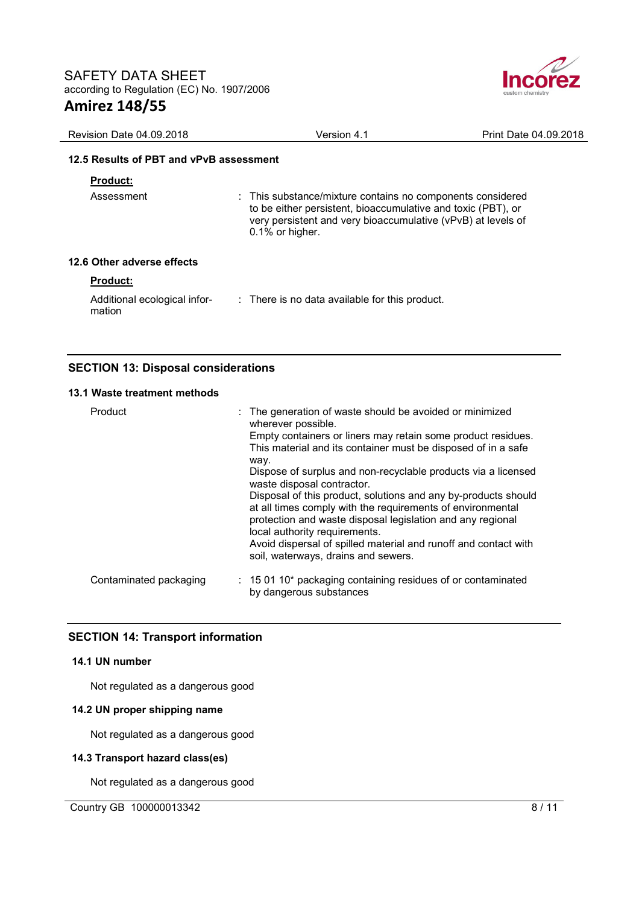### 12.5 Results of PBT and vPvB assessment

**Product:**

| | |
|---|---|
| Assessment | This substance/mixture contains no components considered to be either persistent, bioaccumulative and toxic (PBT), or very persistent and very bioaccumulative (vPvB) at levels of 0.1% or higher. |

### 12.6 Other adverse effects

**Product:**

| | |
|---|---|
| Additional ecological information | There is no data available for this product. |

## SECTION 13: Disposal considerations

### 13.1 Waste treatment methods

| | |
|---|---|
| Product | The generation of waste should be avoided or minimized wherever possible. Empty containers or liners may retain some product residues. This material and its container must be disposed of in a safe way. Dispose of surplus and non-recyclable products via a licensed waste disposal contractor. Disposal of this product, solutions and any by-products should at all times comply with the requirements of environmental protection and waste disposal legislation and any regional local authority requirements. Avoid dispersal of spilled material and runoff and contact with soil, waterways, drains and sewers. |
| Contaminated packaging | 15 01 10* packaging containing residues of or contaminated by dangerous substances |

## SECTION 14: Transport information

### 14.1 UN number

Not regulated as a dangerous good

### 14.2 UN proper shipping name

Not regulated as a dangerous good

### 14.3 Transport hazard class(es)

Not regulated as a dangerous good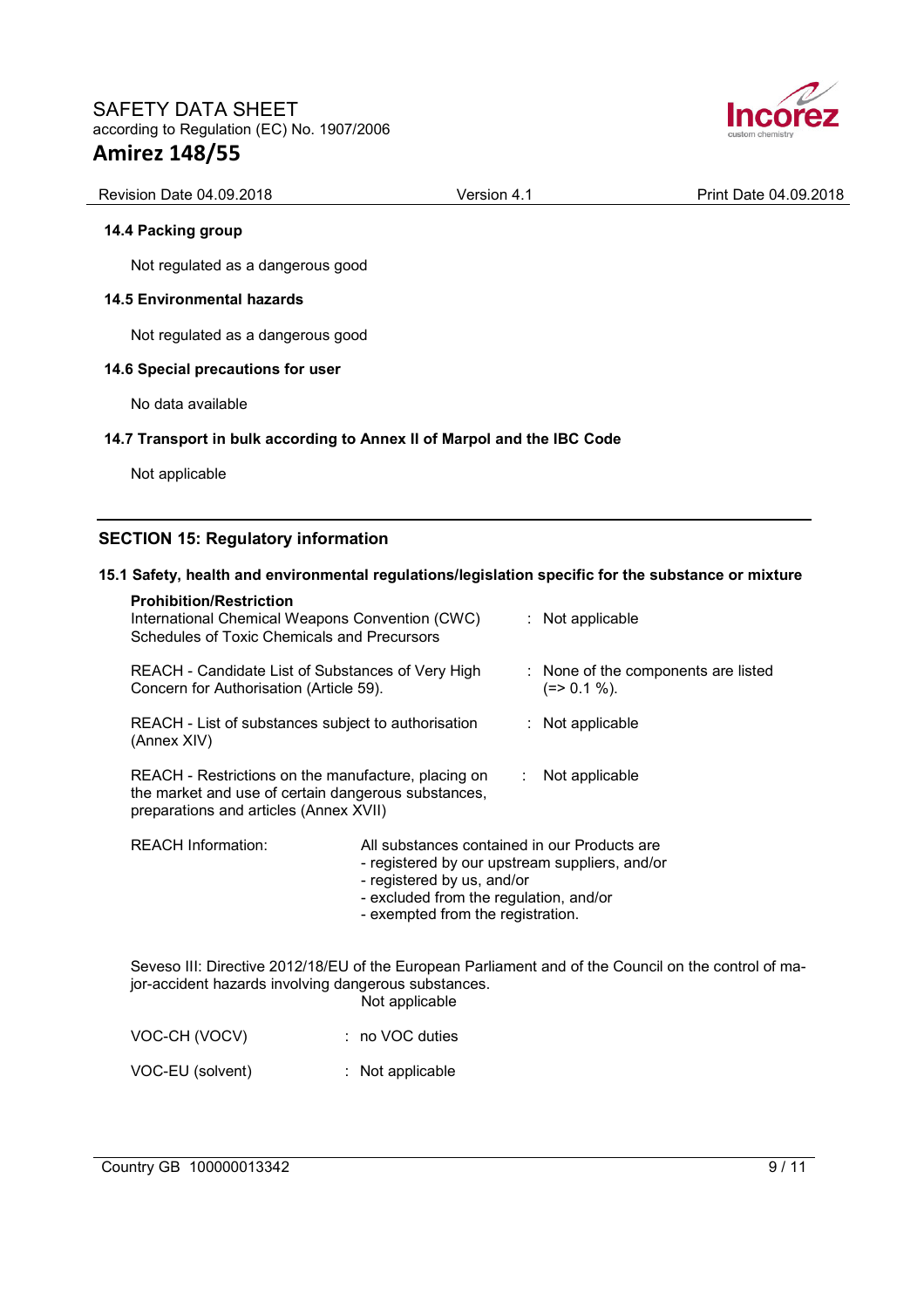### 14.4 Packing group

Not regulated as a dangerous good

### 14.5 Environmental hazards

Not regulated as a dangerous good

### 14.6 Special precautions for user

No data available

### 14.7 Transport in bulk according to Annex II of Marpol and the IBC Code

Not applicable

## SECTION 15: Regulatory information

### 15.1 Safety, health and environmental regulations/legislation specific for the substance or mixture

**Prohibition/Restriction**

International Chemical Weapons Convention (CWC) Schedules of Toxic Chemicals and Precursors : Not applicable

REACH - Candidate List of Substances of Very High Concern for Authorisation (Article 59). : None of the components are listed (=> 0.1 %).

REACH - List of substances subject to authorisation (Annex XIV) : Not applicable

REACH - Restrictions on the manufacture, placing on the market and use of certain dangerous substances, preparations and articles (Annex XVII) : Not applicable

REACH Information: All substances contained in our Products are
- registered by our upstream suppliers, and/or
- registered by us, and/or
- excluded from the regulation, and/or
- exempted from the registration.

Seveso III: Directive 2012/18/EU of the European Parliament and of the Council on the control of major-accident hazards involving dangerous substances.
Not applicable

VOC-CH (VOCV) : no VOC duties

VOC-EU (solvent) : Not applicable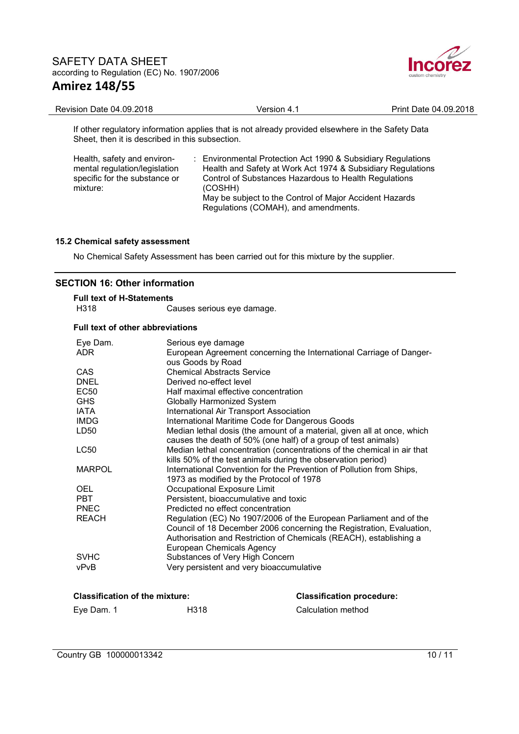If other regulatory information applies that is not already provided elsewhere in the Safety Data Sheet, then it is described in this subsection.

| | | |
|---|---|---|
| Health, safety and environmental regulation/legislation specific for the substance or mixture: | : | Environmental Protection Act 1990 & Subsidiary Regulations<br>Health and Safety at Work Act 1974 & Subsidiary Regulations<br>Control of Substances Hazardous to Health Regulations (COSHH)<br>May be subject to the Control of Major Accident Hazards Regulations (COMAH), and amendments. |

### 15.2 Chemical safety assessment

No Chemical Safety Assessment has been carried out for this mixture by the supplier.

## SECTION 16: Other information

**Full text of H-Statements**

| | |
|---|---|
| H318 | Causes serious eye damage. |

**Full text of other abbreviations**

| | |
|---|---|
| Eye Dam. | Serious eye damage |
| ADR | European Agreement concerning the International Carriage of Dangerous Goods by Road |
| CAS | Chemical Abstracts Service |
| DNEL | Derived no-effect level |
| EC50 | Half maximal effective concentration |
| GHS | Globally Harmonized System |
| IATA | International Air Transport Association |
| IMDG | International Maritime Code for Dangerous Goods |
| LD50 | Median lethal dosis (the amount of a material, given all at once, which causes the death of 50% (one half) of a group of test animals) |
| LC50 | Median lethal concentration (concentrations of the chemical in air that kills 50% of the test animals during the observation period) |
| MARPOL | International Convention for the Prevention of Pollution from Ships, 1973 as modified by the Protocol of 1978 |
| OEL | Occupational Exposure Limit |
| PBT | Persistent, bioaccumulative and toxic |
| PNEC | Predicted no effect concentration |
| REACH | Regulation (EC) No 1907/2006 of the European Parliament and of the Council of 18 December 2006 concerning the Registration, Evaluation, Authorisation and Restriction of Chemicals (REACH), establishing a European Chemicals Agency |
| SVHC | Substances of Very High Concern |
| vPvB | Very persistent and very bioaccumulative |

| **Classification of the mixture:** | | **Classification procedure:** |
|---|---|---|
| Eye Dam. 1 | H318 | Calculation method |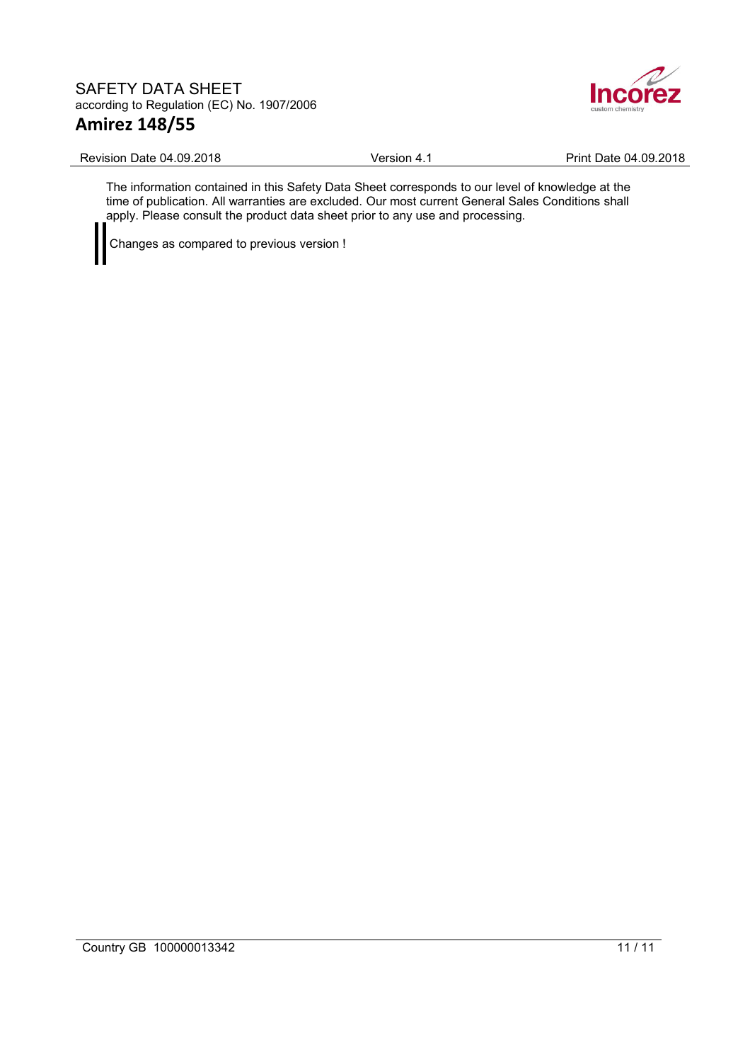The information contained in this Safety Data Sheet corresponds to our level of knowledge at the time of publication. All warranties are excluded. Our most current General Sales Conditions shall apply. Please consult the product data sheet prior to any use and processing.

Changes as compared to previous version !